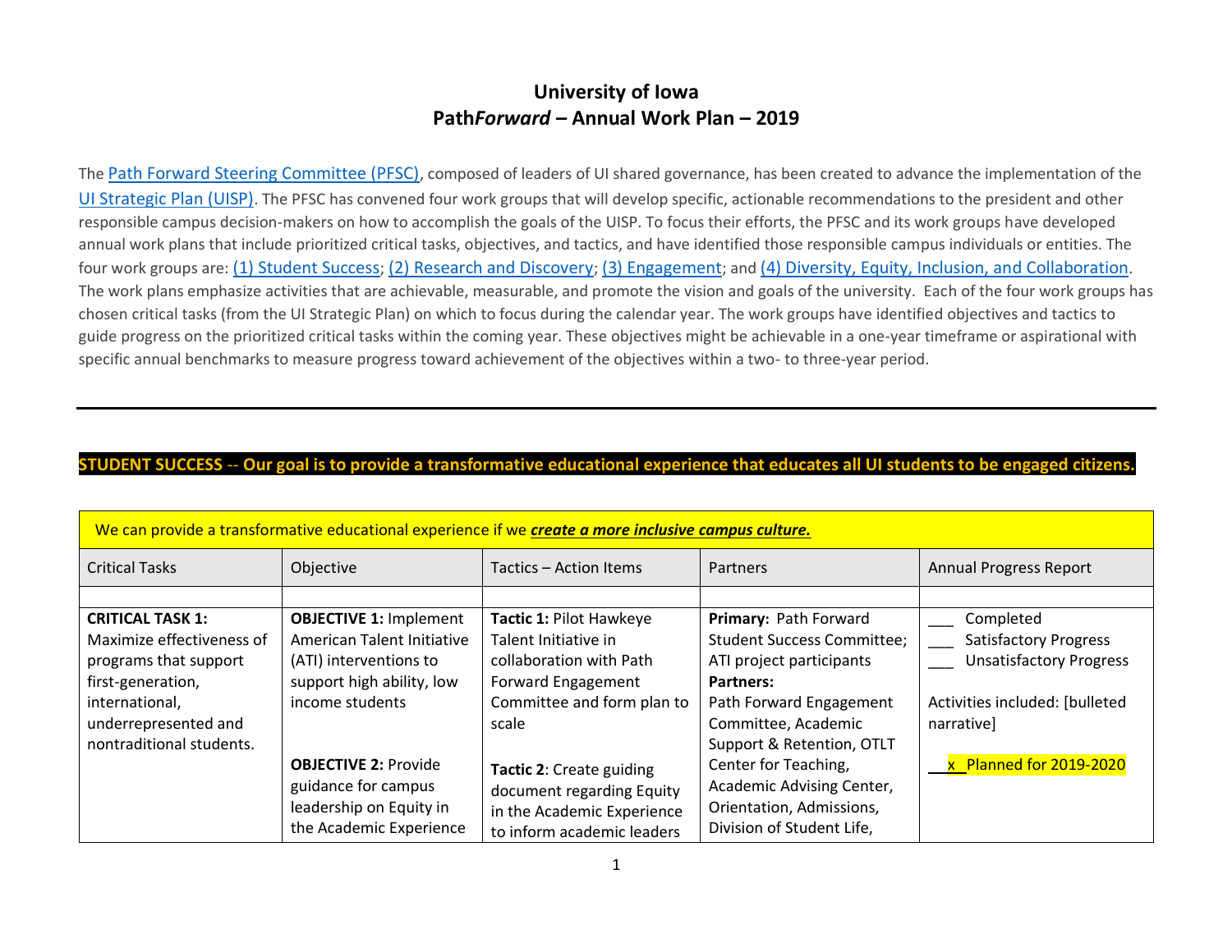# University of Iowa
## Path*Forward* – Annual Work Plan – 2019

The [Path Forward Steering Committee (PFSC)](), composed of leaders of UI shared governance, has been created to advance the implementation of the [UI Strategic Plan (UISP)](). The PFSC has convened four work groups that will develop specific, actionable recommendations to the president and other responsible campus decision-makers on how to accomplish the goals of the UISP. To focus their efforts, the PFSC and its work groups have developed annual work plans that include prioritized critical tasks, objectives, and tactics, and have identified those responsible campus individuals or entities. The four work groups are: [(1) Student Success](); [(2) Research and Discovery](); [(3) Engagement](); and [(4) Diversity, Equity, Inclusion, and Collaboration](). The work plans emphasize activities that are achievable, measurable, and promote the vision and goals of the university. Each of the four work groups has chosen critical tasks (from the UI Strategic Plan) on which to focus during the calendar year. The work groups have identified objectives and tactics to guide progress on the prioritized critical tasks within the coming year. These objectives might be achievable in a one-year timeframe or aspirational with specific annual benchmarks to measure progress toward achievement of the objectives within a two- to three-year period.

---

**STUDENT SUCCESS -- Our goal is to provide a transformative educational experience that educates all UI students to be engaged citizens.**

| We can provide a transformative educational experience if we ***create a more inclusive campus culture.*** | | | | |
|---|---|---|---|---|
| Critical Tasks | Objective | Tactics – Action Items | Partners | Annual Progress Report |
| | | | | |
| **CRITICAL TASK 1:** Maximize effectiveness of programs that support first-generation, international, underrepresented and nontraditional students. | **OBJECTIVE 1:** Implement American Talent Initiative (ATI) interventions to support high ability, low income students<br><br>**OBJECTIVE 2:** Provide guidance for campus leadership on Equity in the Academic Experience | **Tactic 1:** Pilot Hawkeye Talent Initiative in collaboration with Path Forward Engagement Committee and form plan to scale<br><br>**Tactic 2**: Create guiding document regarding Equity in the Academic Experience to inform academic leaders | **Primary:** Path Forward Student Success Committee; ATI project participants<br>**Partners:**<br>Path Forward Engagement Committee, Academic Support & Retention, OTLT Center for Teaching, Academic Advising Center, Orientation, Admissions, Division of Student Life, | ___ Completed<br>___ Satisfactory Progress<br>___ Unsatisfactory Progress<br><br>Activities included: [bulleted narrative]<br><br>\_\_x\_\_ Planned for 2019-2020 |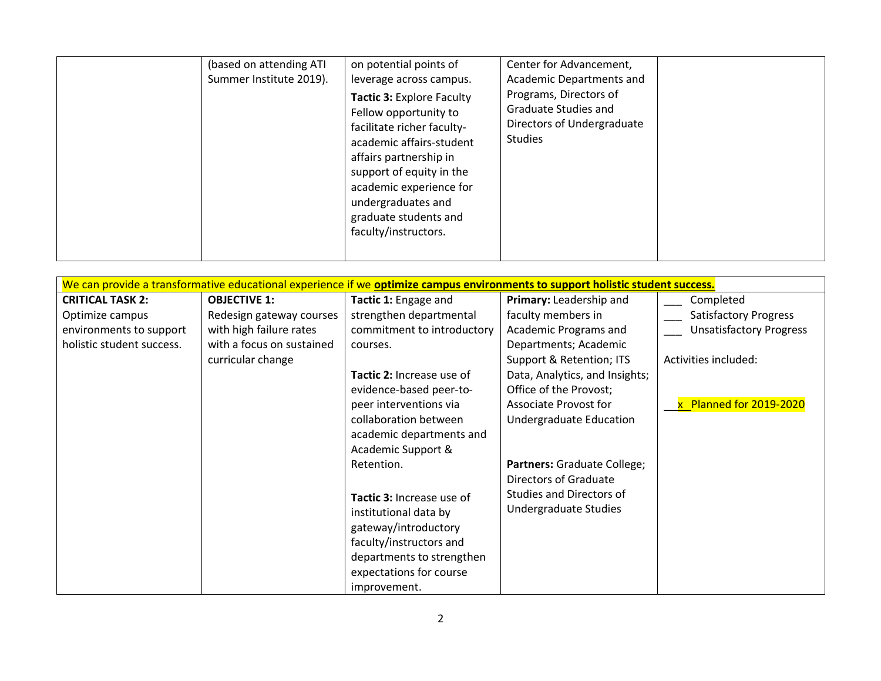|  | (based on attending ATI Summer Institute 2019). | on potential points of leverage across campus.<br><br>**Tactic 3:** Explore Faculty Fellow opportunity to facilitate richer faculty-academic affairs-student affairs partnership in support of equity in the academic experience for undergraduates and graduate students and faculty/instructors. | Center for Advancement, Academic Departments and Programs, Directors of Graduate Studies and Directors of Undergraduate Studies |  |
|---|---|---|---|---|

| We can provide a transformative educational experience if we **optimize campus environments to support holistic student success.** | | | | |
|---|---|---|---|---|
| **CRITICAL TASK 2:**<br>Optimize campus environments to support holistic student success. | **OBJECTIVE 1:**<br>Redesign gateway courses with high failure rates with a focus on sustained curricular change | **Tactic 1:** Engage and strengthen departmental commitment to introductory courses.<br><br>**Tactic 2:** Increase use of evidence-based peer-to-peer interventions via collaboration between academic departments and Academic Support & Retention.<br><br>**Tactic 3:** Increase use of institutional data by gateway/introductory faculty/instructors and departments to strengthen expectations for course improvement. | **Primary:** Leadership and faculty members in Academic Programs and Departments; Academic Support & Retention; ITS Data, Analytics, and Insights; Office of the Provost; Associate Provost for Undergraduate Education<br><br>**Partners:** Graduate College; Directors of Graduate Studies and Directors of Undergraduate Studies | ___ Completed<br>___ Satisfactory Progress<br>___ Unsatisfactory Progress<br><br>Activities included:<br><br>_x_ Planned for 2019-2020 |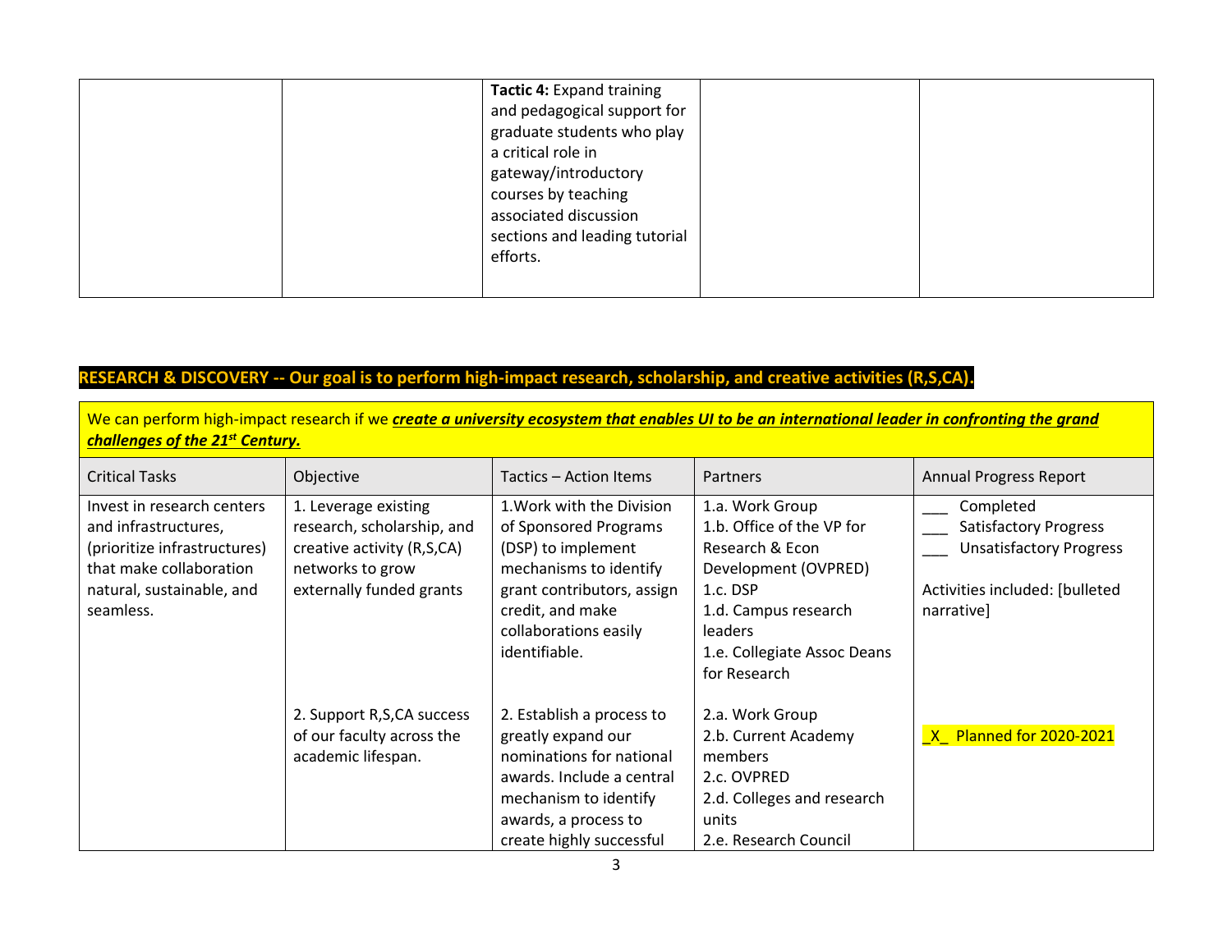| | | **Tactic 4:** Expand training and pedagogical support for graduate students who play a critical role in gateway/introductory courses by teaching associated discussion sections and leading tutorial efforts. | | |
|---|---|---|---|---|

## RESEARCH & DISCOVERY -- Our goal is to perform high-impact research, scholarship, and creative activities (R,S,CA).

We can perform high-impact research if we ***create a university ecosystem that enables UI to be an international leader in confronting the grand challenges of the 21st Century.***

| Critical Tasks | Objective | Tactics – Action Items | Partners | Annual Progress Report |
|---|---|---|---|---|
| Invest in research centers and infrastructures, (prioritize infrastructures) that make collaboration natural, sustainable, and seamless. | 1. Leverage existing research, scholarship, and creative activity (R,S,CA) networks to grow externally funded grants | 1.Work with the Division of Sponsored Programs (DSP) to implement mechanisms to identify grant contributors, assign credit, and make collaborations easily identifiable. | 1.a. Work Group<br>1.b. Office of the VP for Research & Econ Development (OVPRED)<br>1.c. DSP<br>1.d. Campus research leaders<br>1.e. Collegiate Assoc Deans for Research | ___ Completed<br>___ Satisfactory Progress<br>___ Unsatisfactory Progress<br><br>Activities included: [bulleted narrative] |
| | 2. Support R,S,CA success of our faculty across the academic lifespan. | 2. Establish a process to greatly expand our nominations for national awards. Include a central mechanism to identify awards, a process to create highly successful | 2.a. Work Group<br>2.b. Current Academy members<br>2.c. OVPRED<br>2.d. Colleges and research units<br>2.e. Research Council | _X_ Planned for 2020-2021 |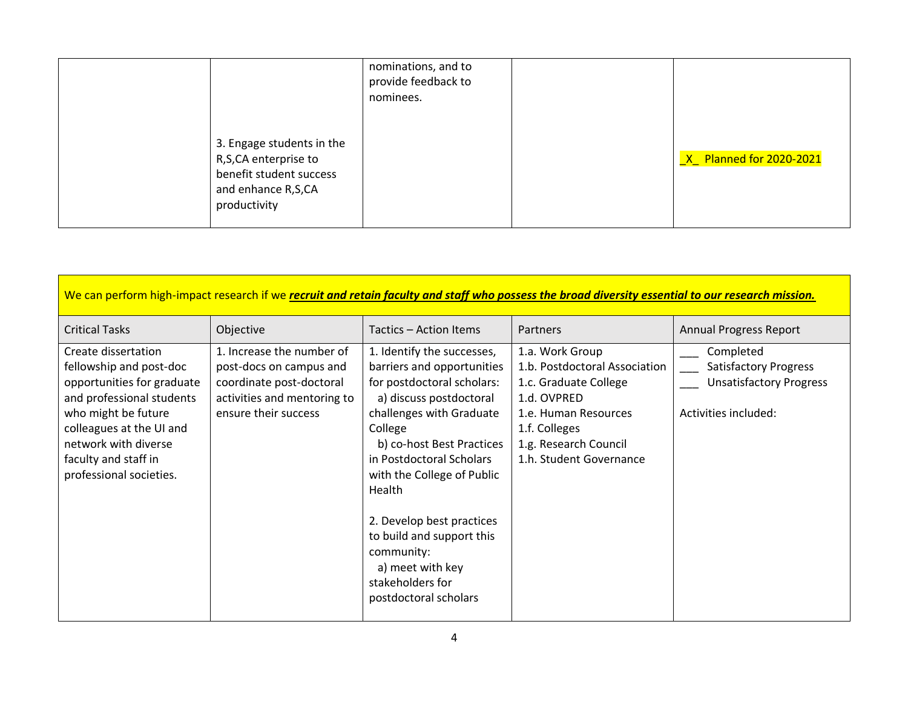| | | | | |
|---|---|---|---|---|
| | 3. Engage students in the R,S,CA enterprise to benefit student success and enhance R,S,CA productivity | nominations, and to provide feedback to nominees. | | _X_ Planned for 2020-2021 |

We can perform high-impact research if we ***recruit and retain faculty and staff who possess the broad diversity essential to our research mission.***

| Critical Tasks | Objective | Tactics – Action Items | Partners | Annual Progress Report |
|---|---|---|---|---|
| Create dissertation fellowship and post-doc opportunities for graduate and professional students who might be future colleagues at the UI and network with diverse faculty and staff in professional societies. | 1. Increase the number of post-docs on campus and coordinate post-doctoral activities and mentoring to ensure their success | 1. Identify the successes, barriers and opportunities for postdoctoral scholars:<br>a) discuss postdoctoral challenges with Graduate College<br>b) co-host Best Practices in Postdoctoral Scholars with the College of Public Health<br><br>2. Develop best practices to build and support this community:<br>a) meet with key stakeholders for postdoctoral scholars | 1.a. Work Group<br>1.b. Postdoctoral Association<br>1.c. Graduate College<br>1.d. OVPRED<br>1.e. Human Resources<br>1.f. Colleges<br>1.g. Research Council<br>1.h. Student Governance | ___ Completed<br>___ Satisfactory Progress<br>___ Unsatisfactory Progress<br><br>Activities included: |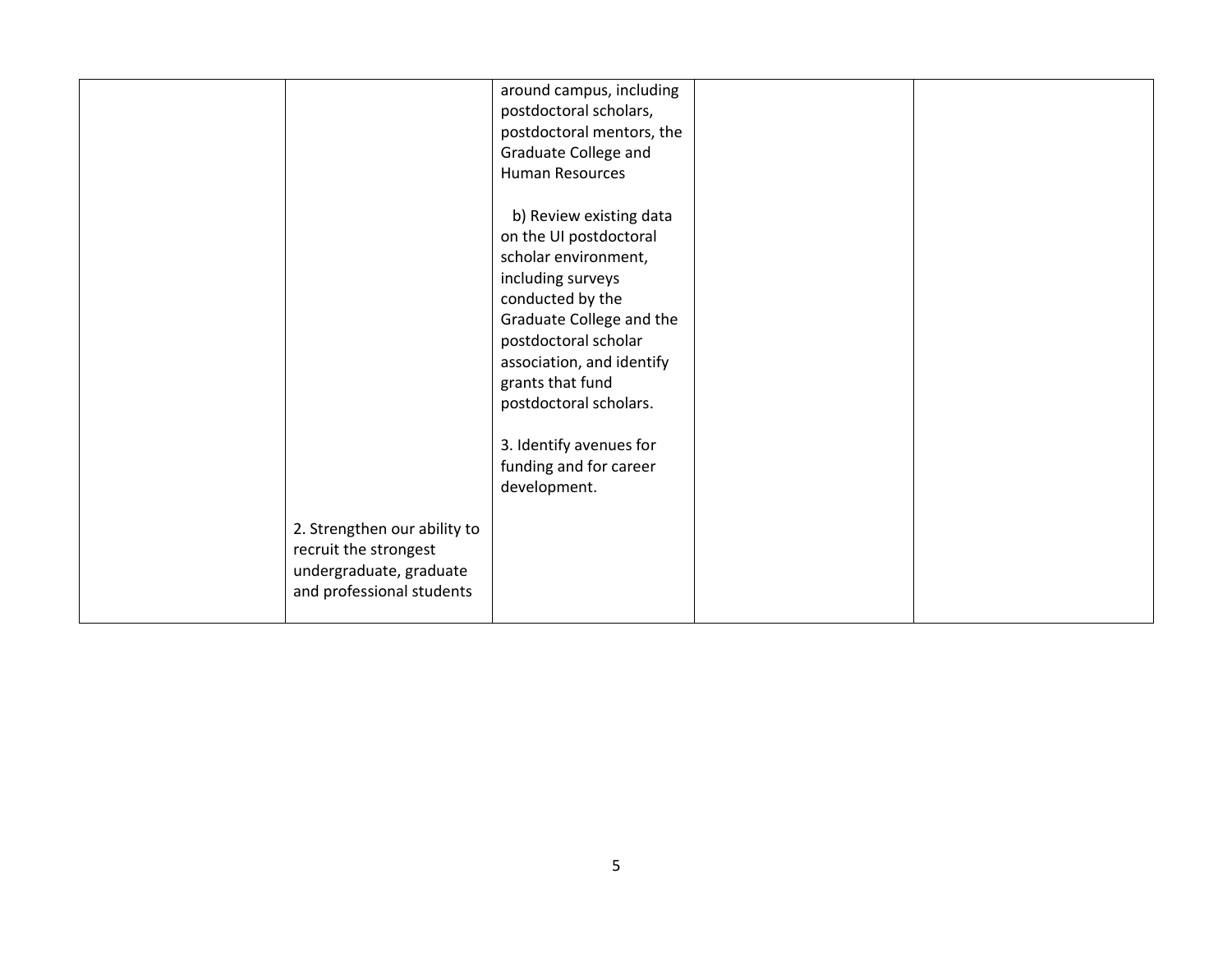| | | | | |
|---|---|---|---|---|
| | | around campus, including postdoctoral scholars, postdoctoral mentors, the Graduate College and Human Resources<br><br>b) Review existing data on the UI postdoctoral scholar environment, including surveys conducted by the Graduate College and the postdoctoral scholar association, and identify grants that fund postdoctoral scholars.<br><br>3. Identify avenues for funding and for career development. | | |
| | 2. Strengthen our ability to recruit the strongest undergraduate, graduate and professional students | | | |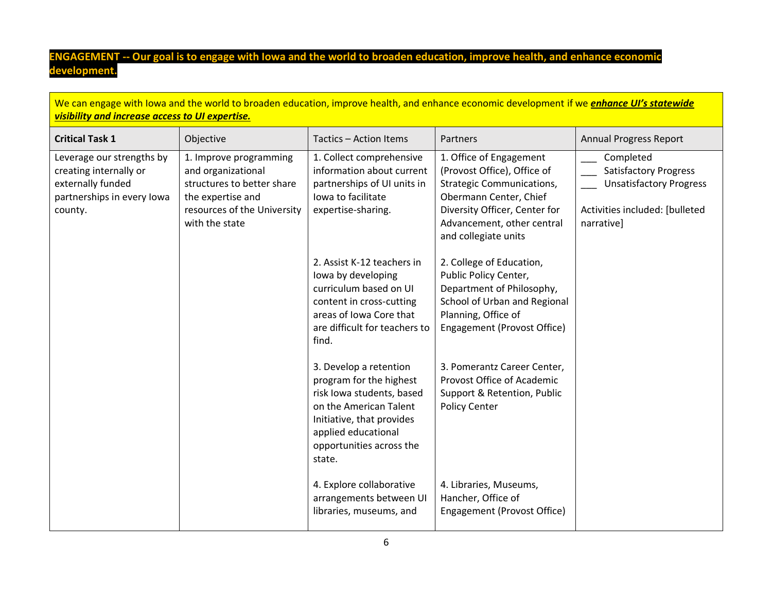**ENGAGEMENT -- Our goal is to engage with Iowa and the world to broaden education, improve health, and enhance economic development.**

We can engage with Iowa and the world to broaden education, improve health, and enhance economic development if we ***enhance UI's statewide visibility and increase access to UI expertise.***

| **Critical Task 1** | Objective | Tactics – Action Items | Partners | Annual Progress Report |
|---|---|---|---|---|
| Leverage our strengths by creating internally or externally funded partnerships in every Iowa county. | 1. Improve programming and organizational structures to better share the expertise and resources of the University with the state | 1. Collect comprehensive information about current partnerships of UI units in Iowa to facilitate expertise-sharing. | 1. Office of Engagement (Provost Office), Office of Strategic Communications, Obermann Center, Chief Diversity Officer, Center for Advancement, other central and collegiate units | ___ Completed<br>___ Satisfactory Progress<br>___ Unsatisfactory Progress<br><br>Activities included: [bulleted narrative] |
| | | 2. Assist K-12 teachers in Iowa by developing curriculum based on UI content in cross-cutting areas of Iowa Core that are difficult for teachers to find. | 2. College of Education, Public Policy Center, Department of Philosophy, School of Urban and Regional Planning, Office of Engagement (Provost Office) | |
| | | 3. Develop a retention program for the highest risk Iowa students, based on the American Talent Initiative, that provides applied educational opportunities across the state. | 3. Pomerantz Career Center, Provost Office of Academic Support & Retention, Public Policy Center | |
| | | 4. Explore collaborative arrangements between UI libraries, museums, and | 4. Libraries, Museums, Hancher, Office of Engagement (Provost Office) | |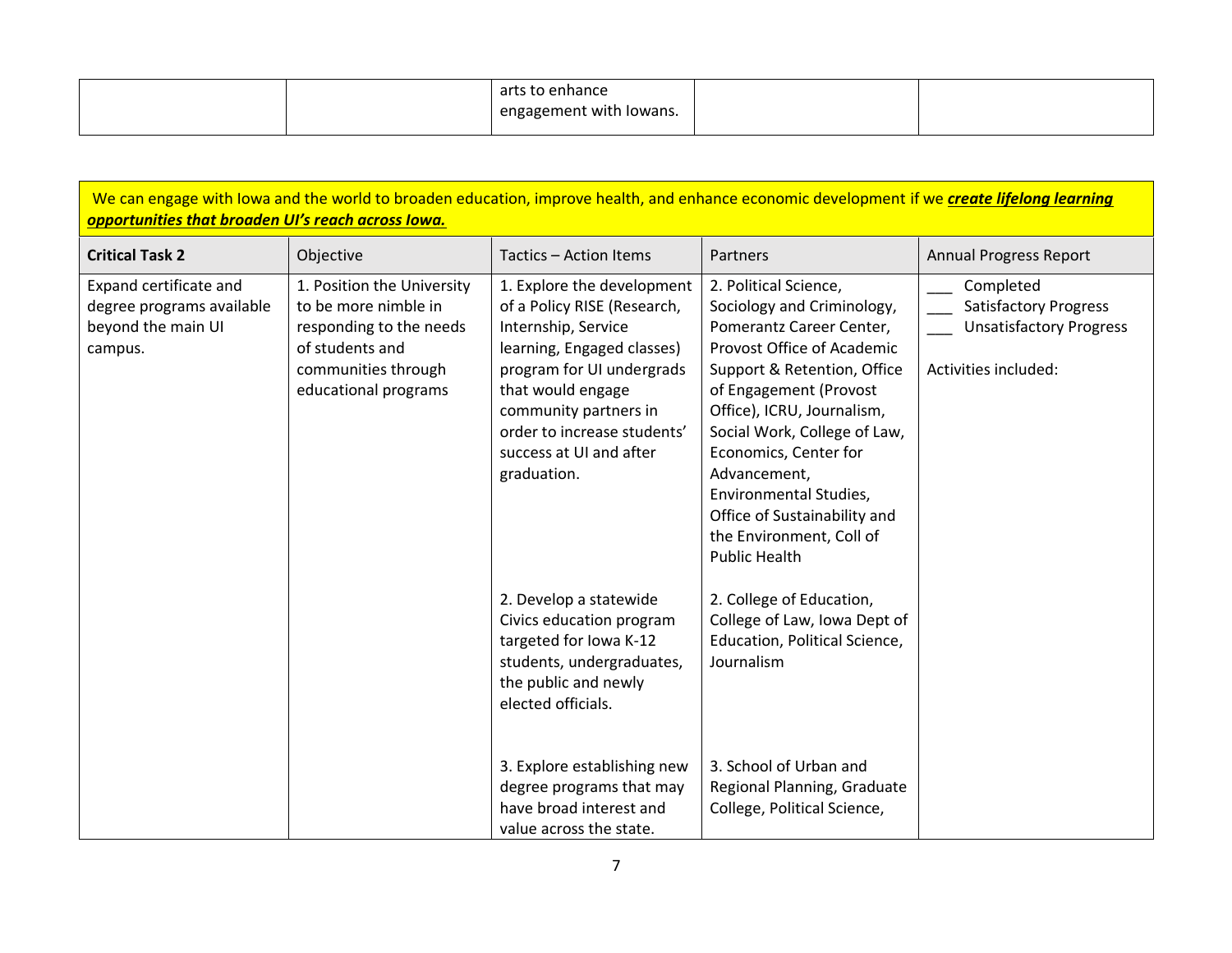| | | arts to enhance engagement with Iowans. | | |
|---|---|---|---|---|

We can engage with Iowa and the world to broaden education, improve health, and enhance economic development if we ***create lifelong learning opportunities that broaden UI's reach across Iowa.***

| **Critical Task 2** | Objective | Tactics – Action Items | Partners | Annual Progress Report |
|---|---|---|---|---|
| Expand certificate and degree programs available beyond the main UI campus. | 1. Position the University to be more nimble in responding to the needs of students and communities through educational programs | 1. Explore the development of a Policy RISE (Research, Internship, Service learning, Engaged classes) program for UI undergrads that would engage community partners in order to increase students' success at UI and after graduation. | 2. Political Science, Sociology and Criminology, Pomerantz Career Center, Provost Office of Academic Support & Retention, Office of Engagement (Provost Office), ICRU, Journalism, Social Work, College of Law, Economics, Center for Advancement, Environmental Studies, Office of Sustainability and the Environment, Coll of Public Health | ___ Completed<br>___ Satisfactory Progress<br>___ Unsatisfactory Progress<br><br>Activities included: |
| | | 2. Develop a statewide Civics education program targeted for Iowa K-12 students, undergraduates, the public and newly elected officials. | 2. College of Education, College of Law, Iowa Dept of Education, Political Science, Journalism | |
| | | 3. Explore establishing new degree programs that may have broad interest and value across the state. | 3. School of Urban and Regional Planning, Graduate College, Political Science, | |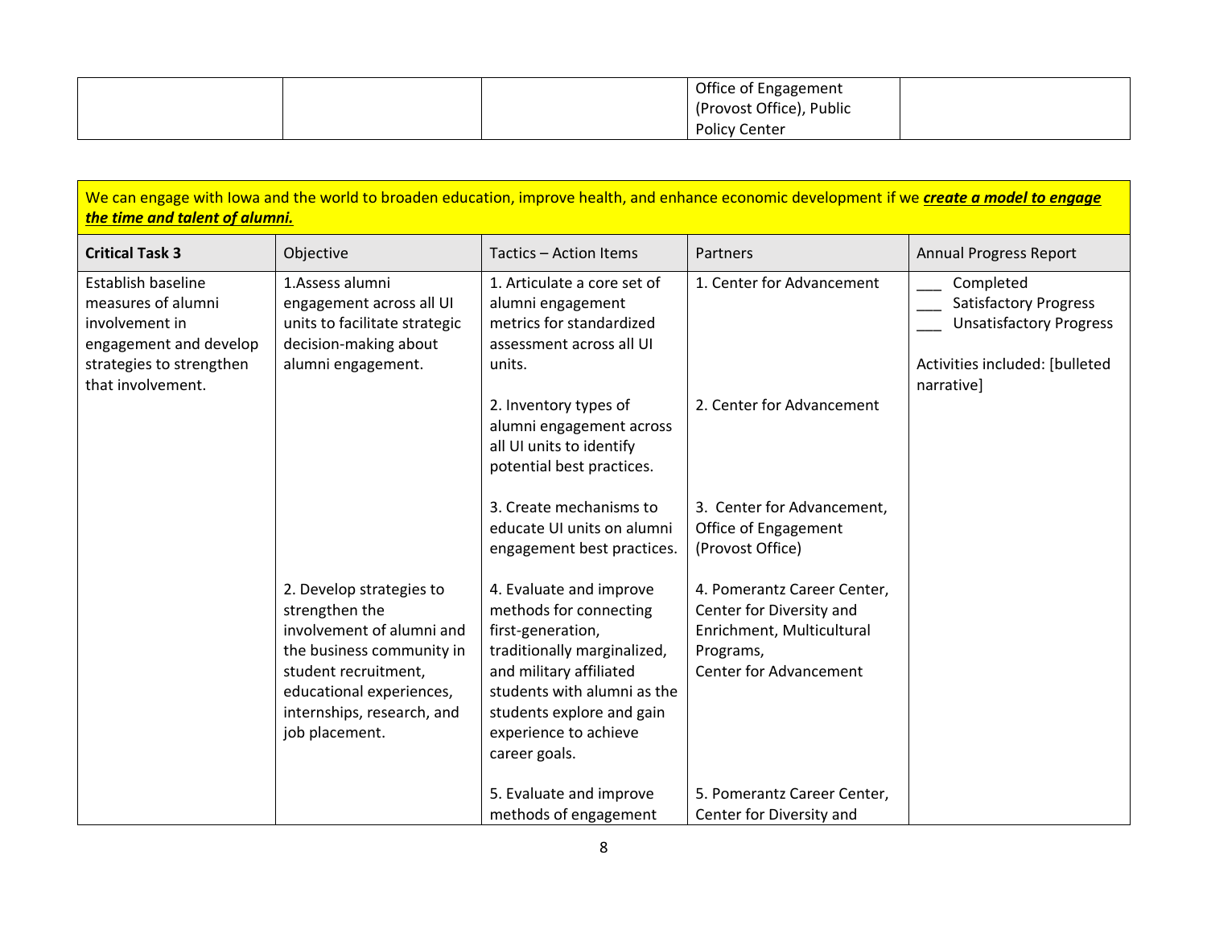| | | | Office of Engagement (Provost Office), Public Policy Center | |
|---|---|---|---|---|

We can engage with Iowa and the world to broaden education, improve health, and enhance economic development if we ***create a model to engage the time and talent of alumni.***

| **Critical Task 3** | Objective | Tactics – Action Items | Partners | Annual Progress Report |
|---|---|---|---|---|
| Establish baseline measures of alumni involvement in engagement and develop strategies to strengthen that involvement. | 1.Assess alumni engagement across all UI units to facilitate strategic decision-making about alumni engagement. | 1. Articulate a core set of alumni engagement metrics for standardized assessment across all UI units.<br><br>2. Inventory types of alumni engagement across all UI units to identify potential best practices.<br><br>3. Create mechanisms to educate UI units on alumni engagement best practices. | 1. Center for Advancement<br><br>2. Center for Advancement<br><br>3. Center for Advancement, Office of Engagement (Provost Office) | ___ Completed<br>___ Satisfactory Progress<br>___ Unsatisfactory Progress<br><br>Activities included: [bulleted narrative] |
| | 2. Develop strategies to strengthen the involvement of alumni and the business community in student recruitment, educational experiences, internships, research, and job placement. | 4. Evaluate and improve methods for connecting first-generation, traditionally marginalized, and military affiliated students with alumni as the students explore and gain experience to achieve career goals.<br><br>5. Evaluate and improve methods of engagement | 4. Pomerantz Career Center, Center for Diversity and Enrichment, Multicultural Programs, Center for Advancement<br><br>5. Pomerantz Career Center, Center for Diversity and | |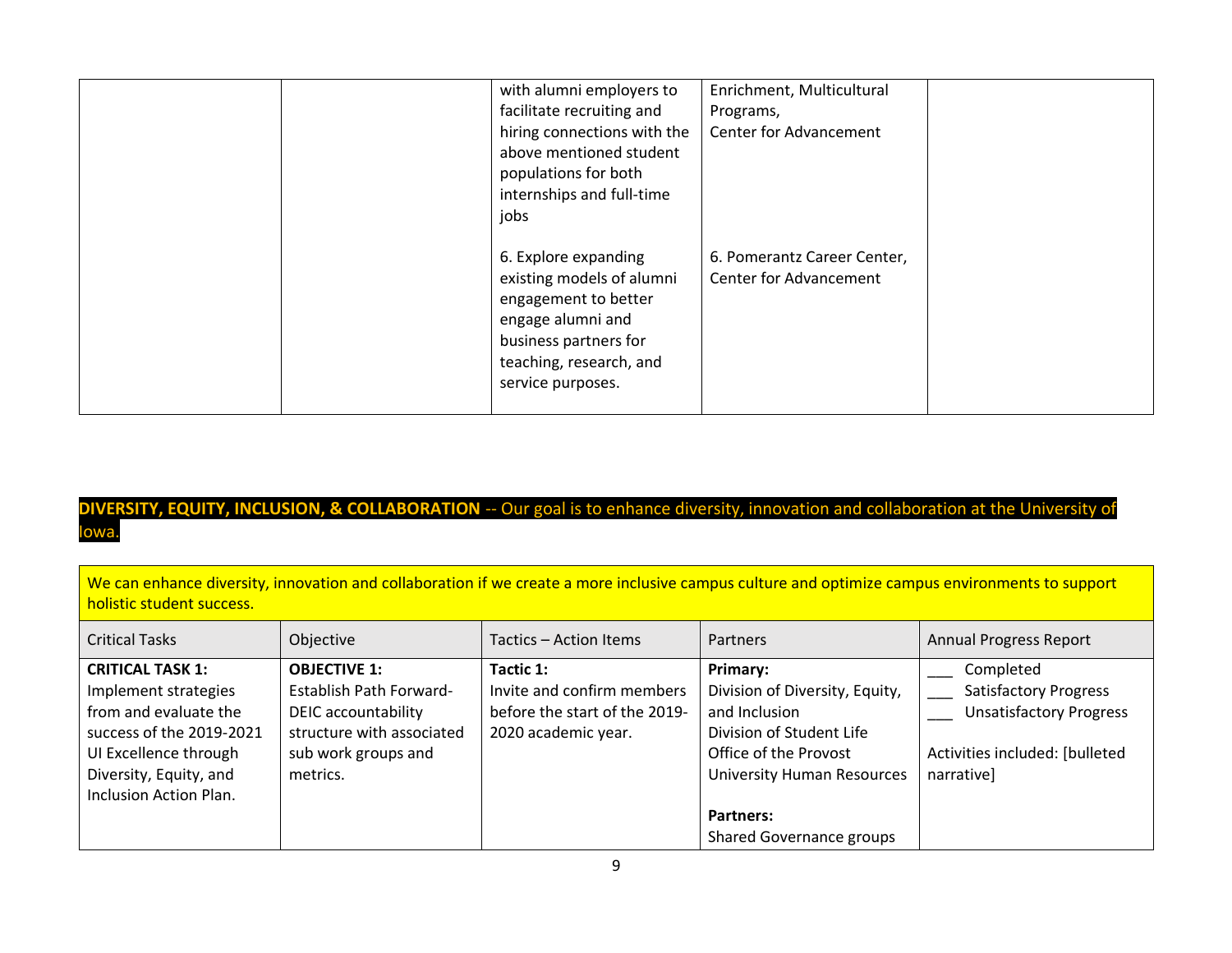| | | with alumni employers to facilitate recruiting and hiring connections with the above mentioned student populations for both internships and full-time jobs<br><br>6. Explore expanding existing models of alumni engagement to better engage alumni and business partners for teaching, research, and service purposes. | Enrichment, Multicultural Programs,<br>Center for Advancement<br><br>6. Pomerantz Career Center, Center for Advancement | |
|---|---|---|---|---|

**DIVERSITY, EQUITY, INCLUSION, & COLLABORATION** -- Our goal is to enhance diversity, innovation and collaboration at the University of Iowa.

| We can enhance diversity, innovation and collaboration if we create a more inclusive campus culture and optimize campus environments to support holistic student success. | | | | |
|---|---|---|---|---|
| Critical Tasks | Objective | Tactics – Action Items | Partners | Annual Progress Report |
| **CRITICAL TASK 1:**<br>Implement strategies from and evaluate the success of the 2019-2021 UI Excellence through Diversity, Equity, and Inclusion Action Plan. | **OBJECTIVE 1:**<br>Establish Path Forward-DEIC accountability structure with associated sub work groups and metrics. | **Tactic 1:**<br>Invite and confirm members before the start of the 2019-2020 academic year. | **Primary:**<br>Division of Diversity, Equity, and Inclusion<br>Division of Student Life<br>Office of the Provost<br>University Human Resources<br><br>**Partners:**<br>Shared Governance groups | ___ Completed<br>___ Satisfactory Progress<br>___ Unsatisfactory Progress<br><br>Activities included: [bulleted narrative] |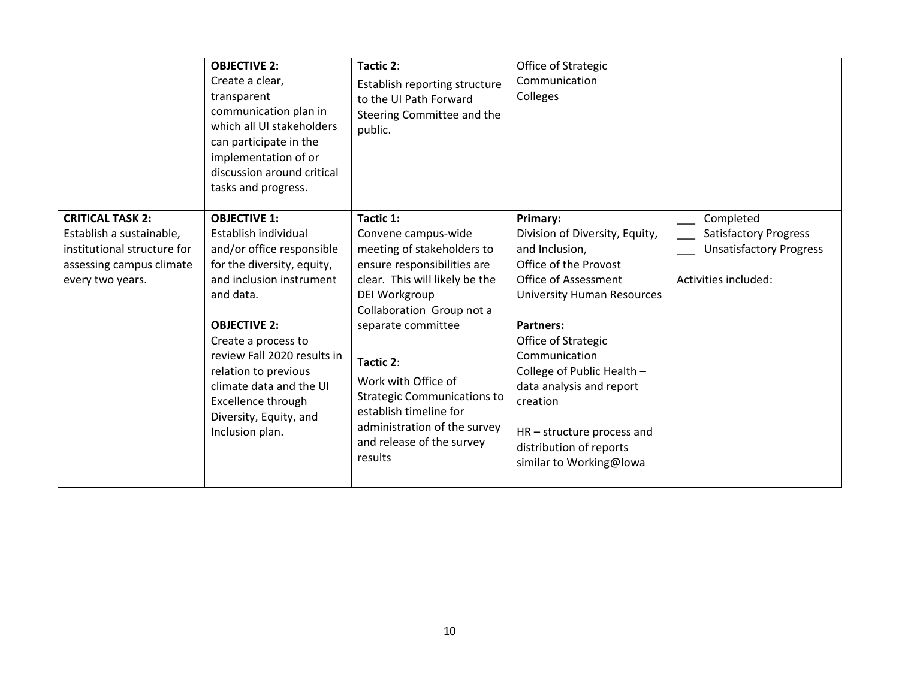| | | | | |
|---|---|---|---|---|
| | **OBJECTIVE 2:** Create a clear, transparent communication plan in which all UI stakeholders can participate in the implementation of or discussion around critical tasks and progress. | **Tactic 2**: Establish reporting structure to the UI Path Forward Steering Committee and the public. | Office of Strategic Communication<br>Colleges | |
| **CRITICAL TASK 2:** Establish a sustainable, institutional structure for assessing campus climate every two years. | **OBJECTIVE 1:** Establish individual and/or office responsible for the diversity, equity, and inclusion instrument and data.<br><br>**OBJECTIVE 2:** Create a process to review Fall 2020 results in relation to previous climate data and the UI Excellence through Diversity, Equity, and Inclusion plan. | **Tactic 1:** Convene campus-wide meeting of stakeholders to ensure responsibilities are clear. This will likely be the DEI Workgroup Collaboration Group not a separate committee<br><br>**Tactic 2**: Work with Office of Strategic Communications to establish timeline for administration of the survey and release of the survey results | **Primary:**<br>Division of Diversity, Equity, and Inclusion,<br>Office of the Provost<br>Office of Assessment<br>University Human Resources<br><br>**Partners:**<br>Office of Strategic Communication<br>College of Public Health – data analysis and report creation<br><br>HR – structure process and distribution of reports similar to Working@Iowa | ___ Completed<br>___ Satisfactory Progress<br>___ Unsatisfactory Progress<br><br>Activities included: |